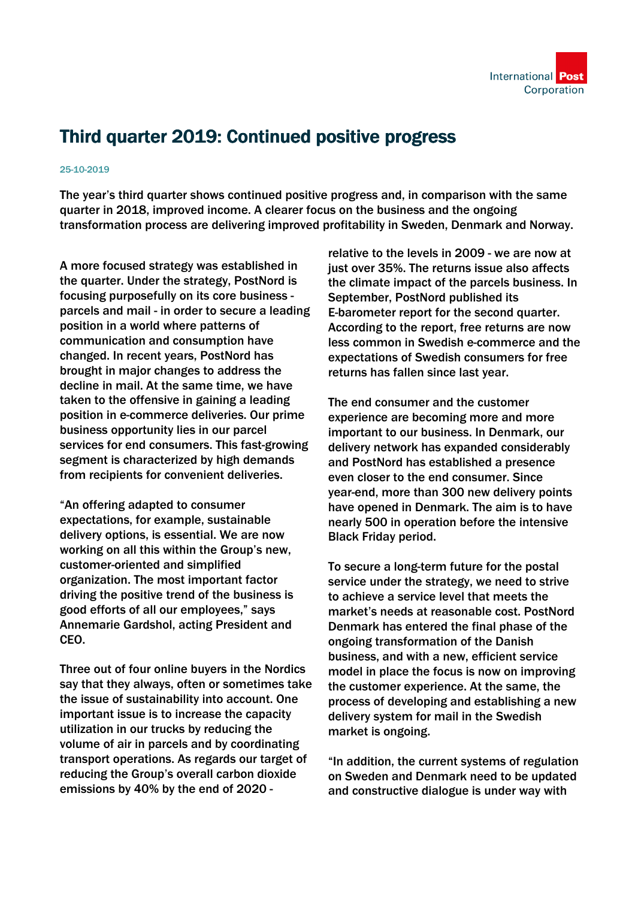# Third quarter 2019: Continued positive progress

25-10-2019

The year's third quarter shows continued positive progress and, in comparison with the same quarter in 2018, improved income. A clearer focus on the business and the ongoing transformation process are delivering improved profitability in Sweden, Denmark and Norway.

A more focused strategy was established in the quarter. Under the strategy, PostNord is focusing purposefully on its core business - parcels and mail - in order to secure a leading position in a world where patterns of communication and consumption have changed. In recent years, PostNord has brought in major changes to address the decline in mail. At the same time, we have taken to the offensive in gaining a leading position in e-commerce deliveries. Our prime business opportunity lies in our parcel services for end consumers. This fast-growing segment is characterized by high demands from recipients for convenient deliveries.

"An offering adapted to consumer expectations, for example, sustainable delivery options, is essential. We are now working on all this within the Group's new, customer-oriented and simplified organization. The most important factor driving the positive trend of the business is good efforts of all our employees," says Annemarie Gardshol, acting President and CEO.

Three out of four online buyers in the Nordics say that they always, often or sometimes take the issue of sustainability into account. One important issue is to increase the capacity utilization in our trucks by reducing the volume of air in parcels and by coordinating transport operations. As regards our target of reducing the Group's overall carbon dioxide emissions by 40% by the end of 2020 - relative to the levels in 2009 - we are now at just over 35%. The returns issue also affects the climate impact of the parcels business. In September, PostNord published its E-barometer report for the second quarter. According to the report, free returns are now less common in Swedish e-commerce and the expectations of Swedish consumers for free returns has fallen since last year.

The end consumer and the customer experience are becoming more and more important to our business. In Denmark, our delivery network has expanded considerably and PostNord has established a presence even closer to the end consumer. Since year-end, more than 300 new delivery points have opened in Denmark. The aim is to have nearly 500 in operation before the intensive Black Friday period.

To secure a long-term future for the postal service under the strategy, we need to strive to achieve a service level that meets the market's needs at reasonable cost. PostNord Denmark has entered the final phase of the ongoing transformation of the Danish business, and with a new, efficient service model in place the focus is now on improving the customer experience. At the same, the process of developing and establishing a new delivery system for mail in the Swedish market is ongoing.

"In addition, the current systems of regulation on Sweden and Denmark need to be updated and constructive dialogue is under way with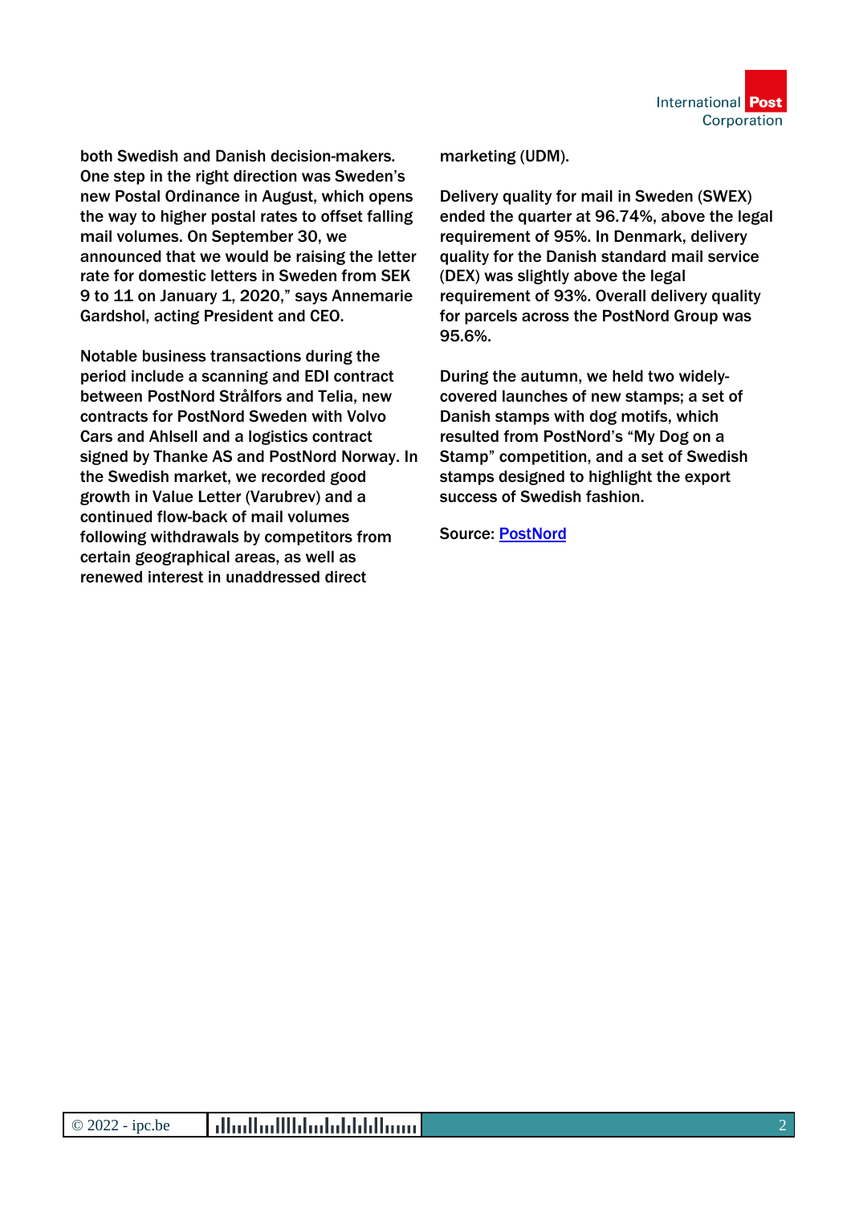both Swedish and Danish decision-makers. One step in the right direction was Sweden's new Postal Ordinance in August, which opens the way to higher postal rates to offset falling mail volumes. On September 30, we announced that we would be raising the letter rate for domestic letters in Sweden from SEK 9 to 11 on January 1, 2020," says Annemarie Gardshol, acting President and CEO.

Notable business transactions during the period include a scanning and EDI contract between PostNord Strålfors and Telia, new contracts for PostNord Sweden with Volvo Cars and Ahlsell and a logistics contract signed by Thanke AS and PostNord Norway. In the Swedish market, we recorded good growth in Value Letter (Varubrev) and a continued flow-back of mail volumes following withdrawals by competitors from certain geographical areas, as well as renewed interest in unaddressed direct marketing (UDM).

Delivery quality for mail in Sweden (SWEX) ended the quarter at 96.74%, above the legal requirement of 95%. In Denmark, delivery quality for the Danish standard mail service (DEX) was slightly above the legal requirement of 93%. Overall delivery quality for parcels across the PostNord Group was 95.6%.

During the autumn, we held two widely-covered launches of new stamps; a set of Danish stamps with dog motifs, which resulted from PostNord's "My Dog on a Stamp" competition, and a set of Swedish stamps designed to highlight the export success of Swedish fashion.

Source: PostNord